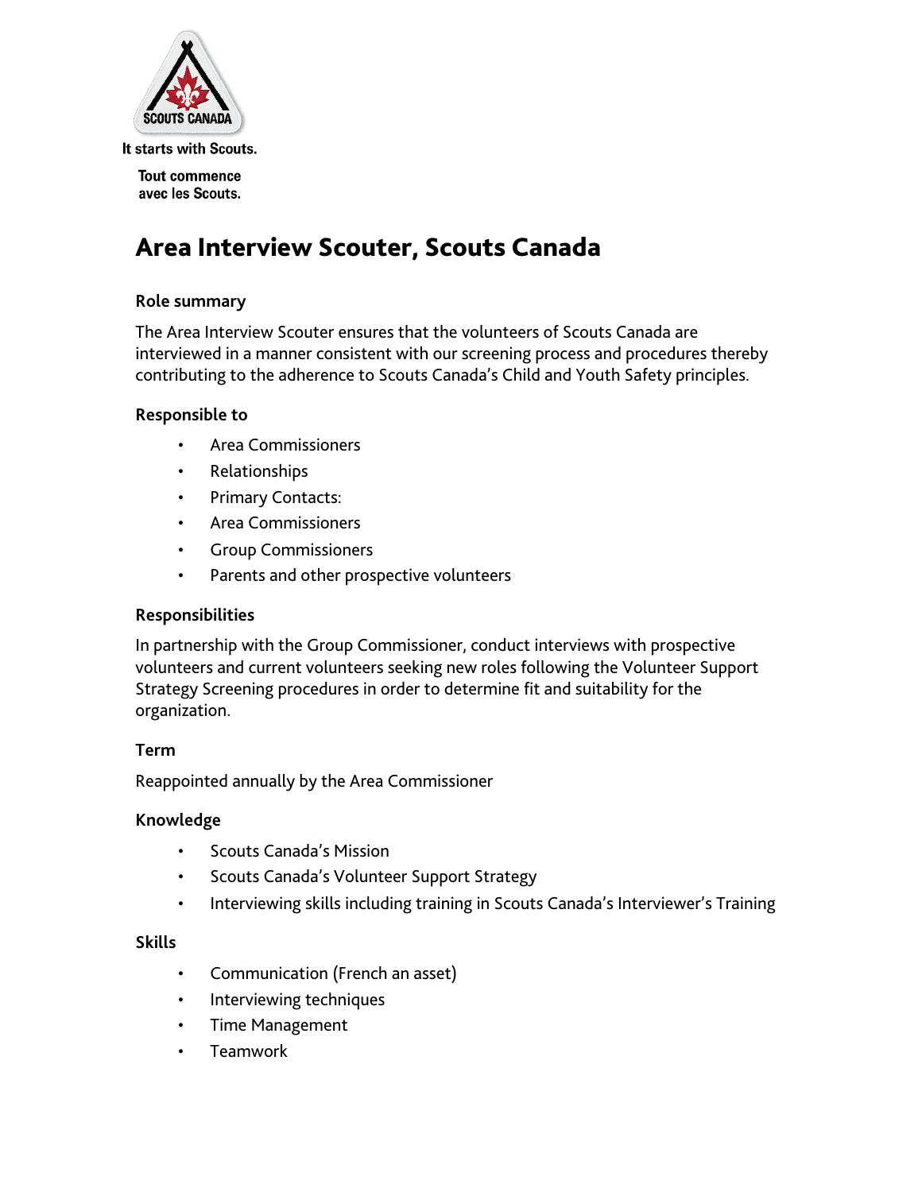It starts with Scouts.

Tout commence avec les Scouts.

# Area Interview Scouter, Scouts Canada

### Role summary

The Area Interview Scouter ensures that the volunteers of Scouts Canada are interviewed in a manner consistent with our screening process and procedures thereby contributing to the adherence to Scouts Canada's Child and Youth Safety principles.

### Responsible to

- Area Commissioners
- Relationships
- Primary Contacts:
- Area Commissioners
- Group Commissioners
- Parents and other prospective volunteers

### Responsibilities

In partnership with the Group Commissioner, conduct interviews with prospective volunteers and current volunteers seeking new roles following the Volunteer Support Strategy Screening procedures in order to determine fit and suitability for the organization.

### Term

Reappointed annually by the Area Commissioner

### Knowledge

- Scouts Canada's Mission
- Scouts Canada's Volunteer Support Strategy
- Interviewing skills including training in Scouts Canada's Interviewer's Training

### Skills

- Communication (French an asset)
- Interviewing techniques
- Time Management
- Teamwork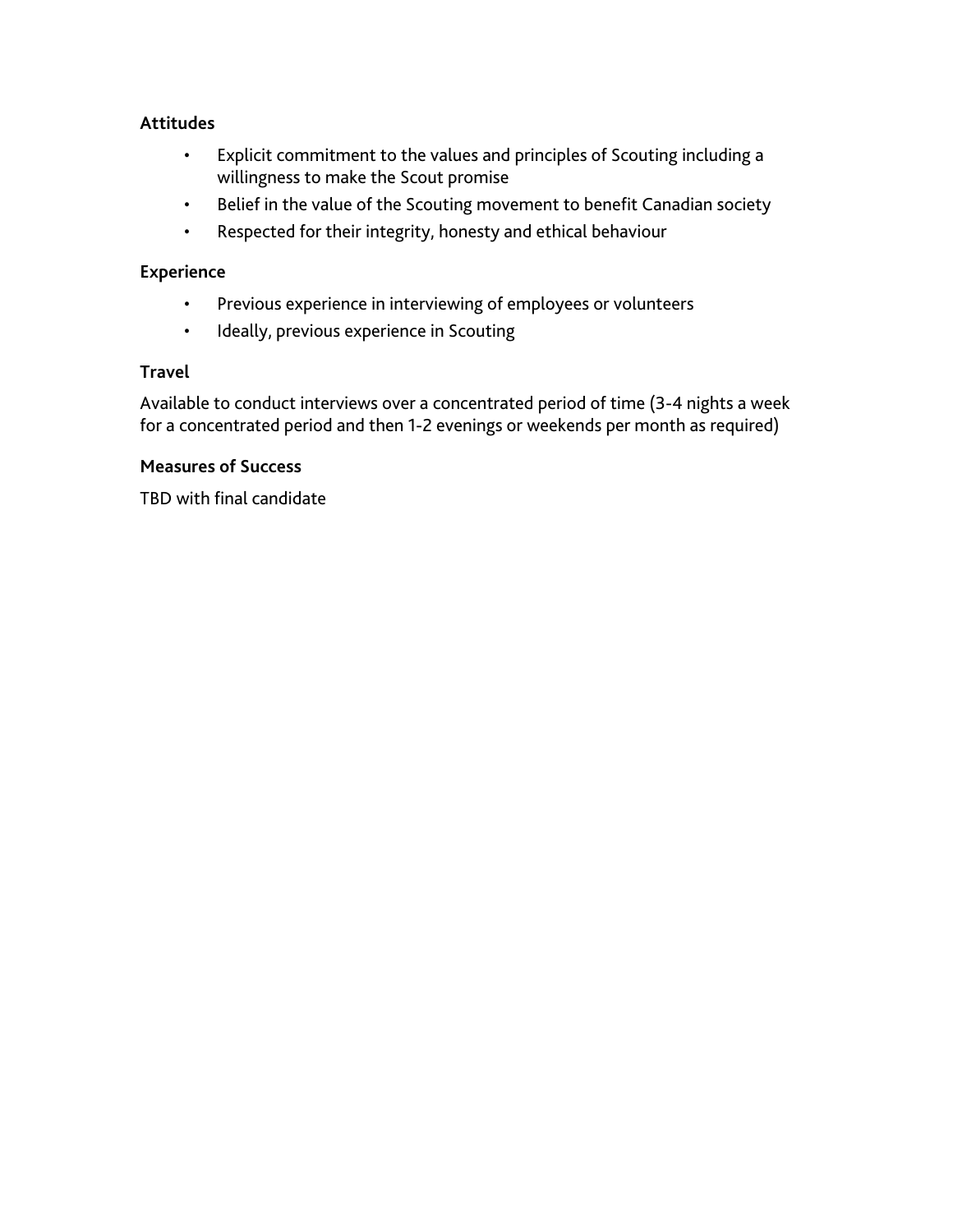**Attitudes**

- Explicit commitment to the values and principles of Scouting including a willingness to make the Scout promise
- Belief in the value of the Scouting movement to benefit Canadian society
- Respected for their integrity, honesty and ethical behaviour

**Experience**

- Previous experience in interviewing of employees or volunteers
- Ideally, previous experience in Scouting

**Travel**

Available to conduct interviews over a concentrated period of time (3-4 nights a week for a concentrated period and then 1-2 evenings or weekends per month as required)

**Measures of Success**

TBD with final candidate